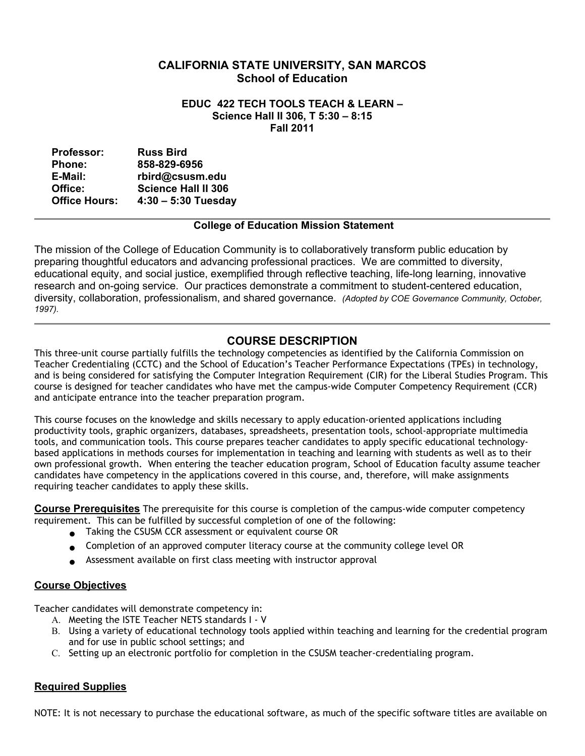# CALIFORNIA STATE UNIVERSITY, SAN MARCOS
## School of Education

### EDUC 422 TECH TOOLS TEACH & LEARN –
### Science Hall II 306, T 5:30 – 8:15
### Fall 2011

| | |
|---|---|
| **Professor:** | **Russ Bird** |
| **Phone:** | **858-829-6956** |
| **E-Mail:** | **rbird@csusm.edu** |
| **Office:** | **Science Hall II 306** |
| **Office Hours:** | **4:30 – 5:30 Tuesday** |

---

**College of Education Mission Statement**

The mission of the College of Education Community is to collaboratively transform public education by preparing thoughtful educators and advancing professional practices. We are committed to diversity, educational equity, and social justice, exemplified through reflective teaching, life-long learning, innovative research and on-going service. Our practices demonstrate a commitment to student-centered education, diversity, collaboration, professionalism, and shared governance. *(Adopted by COE Governance Community, October, 1997).*

---

## COURSE DESCRIPTION

This three-unit course partially fulfills the technology competencies as identified by the California Commission on Teacher Credentialing (CCTC) and the School of Education's Teacher Performance Expectations (TPEs) in technology, and is being considered for satisfying the Computer Integration Requirement (CIR) for the Liberal Studies Program. This course is designed for teacher candidates who have met the campus-wide Computer Competency Requirement (CCR) and anticipate entrance into the teacher preparation program.

This course focuses on the knowledge and skills necessary to apply education-oriented applications including productivity tools, graphic organizers, databases, spreadsheets, presentation tools, school-appropriate multimedia tools, and communication tools. This course prepares teacher candidates to apply specific educational technology-based applications in methods courses for implementation in teaching and learning with students as well as to their own professional growth. When entering the teacher education program, School of Education faculty assume teacher candidates have competency in the applications covered in this course, and, therefore, will make assignments requiring teacher candidates to apply these skills.

**Course Prerequisites** The prerequisite for this course is completion of the campus-wide computer competency requirement. This can be fulfilled by successful completion of one of the following:

- Taking the CSUSM CCR assessment or equivalent course OR
- Completion of an approved computer literacy course at the community college level OR
- Assessment available on first class meeting with instructor approval

### Course Objectives

Teacher candidates will demonstrate competency in:

A. Meeting the ISTE Teacher NETS standards I - V
B. Using a variety of educational technology tools applied within teaching and learning for the credential program and for use in public school settings; and
C. Setting up an electronic portfolio for completion in the CSUSM teacher-credentialing program.

### Required Supplies

NOTE: It is not necessary to purchase the educational software, as much of the specific software titles are available on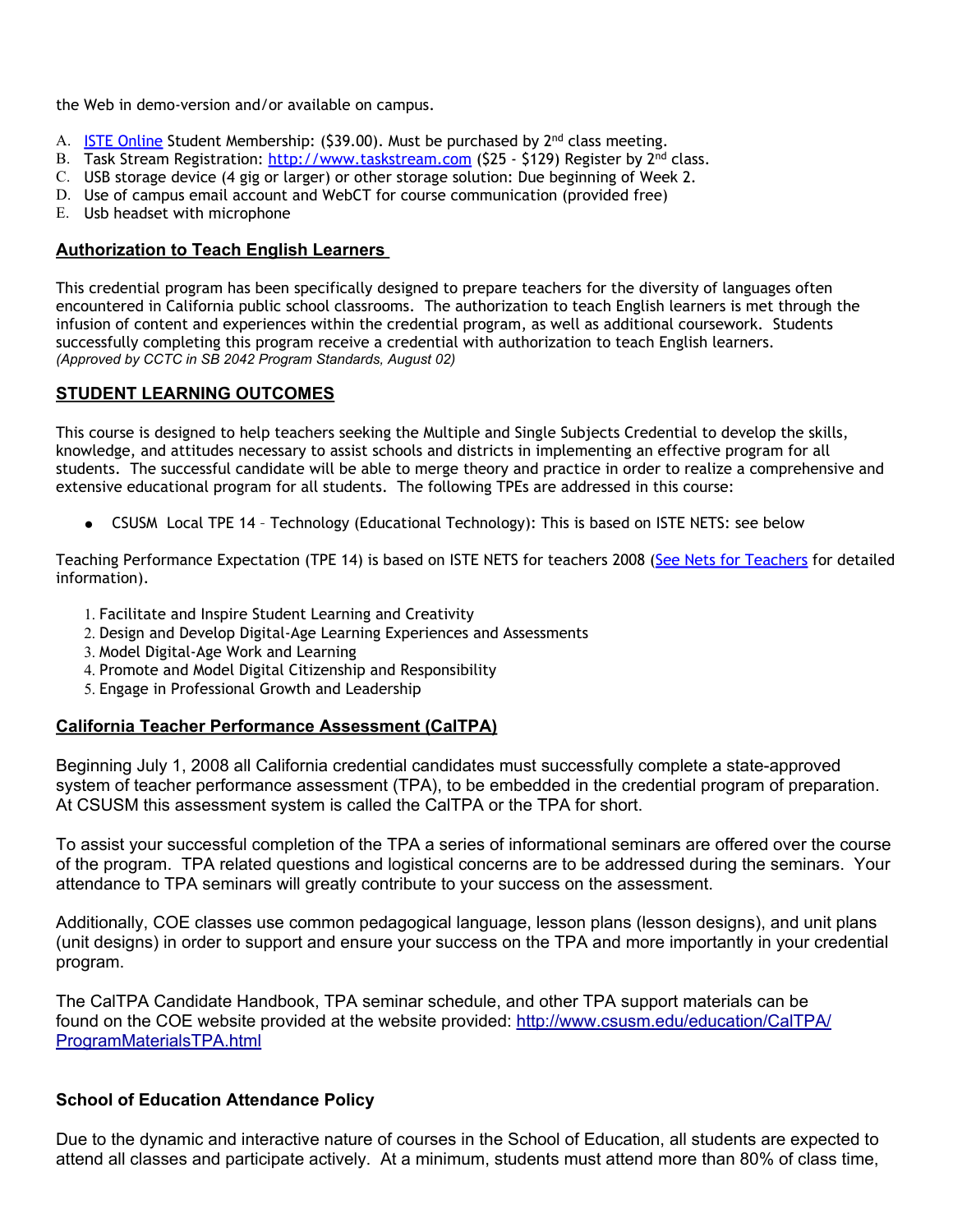the Web in demo-version and/or available on campus.

A. ISTE Online Student Membership: ($39.00). Must be purchased by 2nd class meeting.
B. Task Stream Registration: http://www.taskstream.com ($25 - $129) Register by 2nd class.
C. USB storage device (4 gig or larger) or other storage solution: Due beginning of Week 2.
D. Use of campus email account and WebCT for course communication (provided free)
E. Usb headset with microphone

## Authorization to Teach English Learners

This credential program has been specifically designed to prepare teachers for the diversity of languages often encountered in California public school classrooms. The authorization to teach English learners is met through the infusion of content and experiences within the credential program, as well as additional coursework. Students successfully completing this program receive a credential with authorization to teach English learners.
*(Approved by CCTC in SB 2042 Program Standards, August 02)*

## STUDENT LEARNING OUTCOMES

This course is designed to help teachers seeking the Multiple and Single Subjects Credential to develop the skills, knowledge, and attitudes necessary to assist schools and districts in implementing an effective program for all students. The successful candidate will be able to merge theory and practice in order to realize a comprehensive and extensive educational program for all students. The following TPEs are addressed in this course:

- CSUSM Local TPE 14 – Technology (Educational Technology): This is based on ISTE NETS: see below

Teaching Performance Expectation (TPE 14) is based on ISTE NETS for teachers 2008 (See Nets for Teachers for detailed information).

1. Facilitate and Inspire Student Learning and Creativity
2. Design and Develop Digital-Age Learning Experiences and Assessments
3. Model Digital-Age Work and Learning
4. Promote and Model Digital Citizenship and Responsibility
5. Engage in Professional Growth and Leadership

## California Teacher Performance Assessment (CalTPA)

Beginning July 1, 2008 all California credential candidates must successfully complete a state-approved system of teacher performance assessment (TPA), to be embedded in the credential program of preparation. At CSUSM this assessment system is called the CalTPA or the TPA for short.

To assist your successful completion of the TPA a series of informational seminars are offered over the course of the program. TPA related questions and logistical concerns are to be addressed during the seminars. Your attendance to TPA seminars will greatly contribute to your success on the assessment.

Additionally, COE classes use common pedagogical language, lesson plans (lesson designs), and unit plans (unit designs) in order to support and ensure your success on the TPA and more importantly in your credential program.

The CalTPA Candidate Handbook, TPA seminar schedule, and other TPA support materials can be found on the COE website provided at the website provided: http://www.csusm.edu/education/CalTPA/ProgramMaterialsTPA.html

### School of Education Attendance Policy

Due to the dynamic and interactive nature of courses in the School of Education, all students are expected to attend all classes and participate actively. At a minimum, students must attend more than 80% of class time,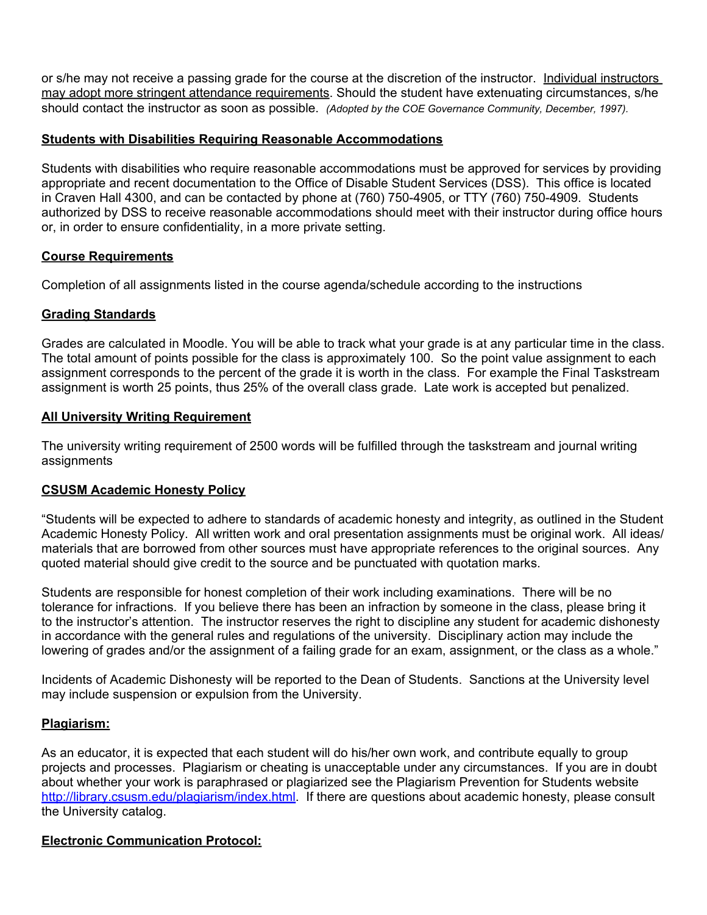or s/he may not receive a passing grade for the course at the discretion of the instructor. Individual instructors may adopt more stringent attendance requirements. Should the student have extenuating circumstances, s/he should contact the instructor as soon as possible. *(Adopted by the COE Governance Community, December, 1997).*

## Students with Disabilities Requiring Reasonable Accommodations

Students with disabilities who require reasonable accommodations must be approved for services by providing appropriate and recent documentation to the Office of Disable Student Services (DSS). This office is located in Craven Hall 4300, and can be contacted by phone at (760) 750-4905, or TTY (760) 750-4909. Students authorized by DSS to receive reasonable accommodations should meet with their instructor during office hours or, in order to ensure confidentiality, in a more private setting.

## Course Requirements

Completion of all assignments listed in the course agenda/schedule according to the instructions

## Grading Standards

Grades are calculated in Moodle. You will be able to track what your grade is at any particular time in the class. The total amount of points possible for the class is approximately 100. So the point value assignment to each assignment corresponds to the percent of the grade it is worth in the class. For example the Final Taskstream assignment is worth 25 points, thus 25% of the overall class grade. Late work is accepted but penalized.

## All University Writing Requirement

The university writing requirement of 2500 words will be fulfilled through the taskstream and journal writing assignments

## CSUSM Academic Honesty Policy

"Students will be expected to adhere to standards of academic honesty and integrity, as outlined in the Student Academic Honesty Policy. All written work and oral presentation assignments must be original work. All ideas/ materials that are borrowed from other sources must have appropriate references to the original sources. Any quoted material should give credit to the source and be punctuated with quotation marks.

Students are responsible for honest completion of their work including examinations. There will be no tolerance for infractions. If you believe there has been an infraction by someone in the class, please bring it to the instructor's attention. The instructor reserves the right to discipline any student for academic dishonesty in accordance with the general rules and regulations of the university. Disciplinary action may include the lowering of grades and/or the assignment of a failing grade for an exam, assignment, or the class as a whole."

Incidents of Academic Dishonesty will be reported to the Dean of Students. Sanctions at the University level may include suspension or expulsion from the University.

## Plagiarism:

As an educator, it is expected that each student will do his/her own work, and contribute equally to group projects and processes. Plagiarism or cheating is unacceptable under any circumstances. If you are in doubt about whether your work is paraphrased or plagiarized see the Plagiarism Prevention for Students website http://library.csusm.edu/plagiarism/index.html. If there are questions about academic honesty, please consult the University catalog.

## Electronic Communication Protocol: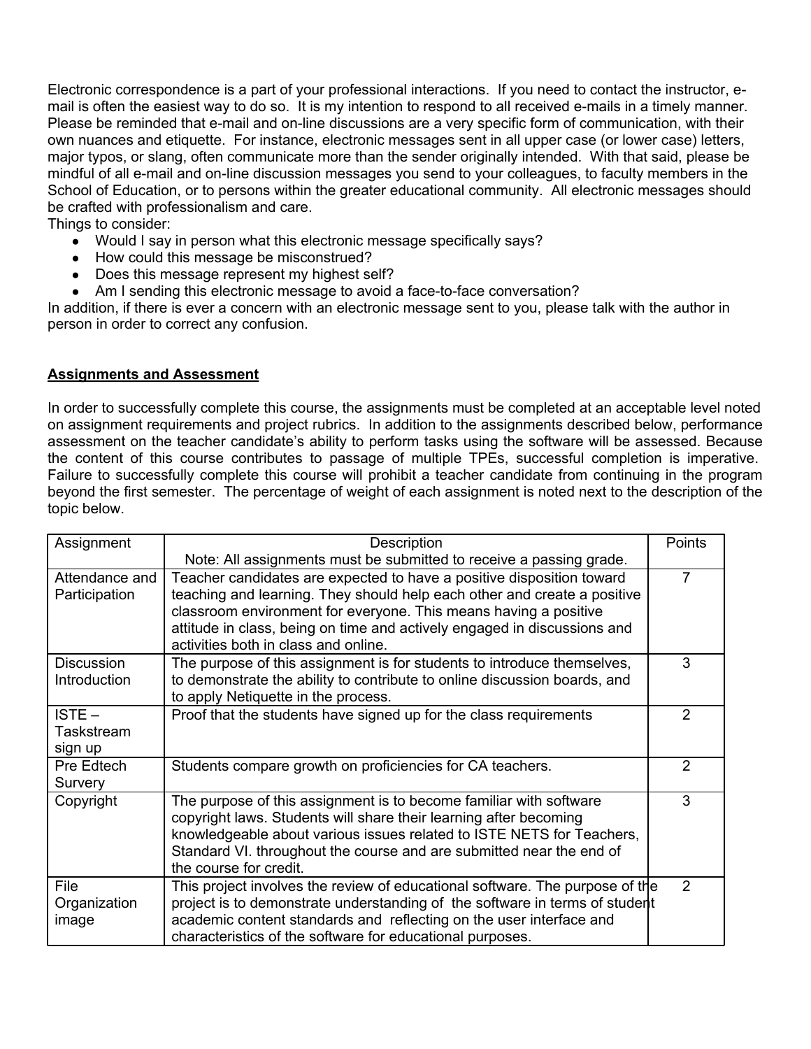Electronic correspondence is a part of your professional interactions. If you need to contact the instructor, e-mail is often the easiest way to do so. It is my intention to respond to all received e-mails in a timely manner. Please be reminded that e-mail and on-line discussions are a very specific form of communication, with their own nuances and etiquette. For instance, electronic messages sent in all upper case (or lower case) letters, major typos, or slang, often communicate more than the sender originally intended. With that said, please be mindful of all e-mail and on-line discussion messages you send to your colleagues, to faculty members in the School of Education, or to persons within the greater educational community. All electronic messages should be crafted with professionalism and care.

Things to consider:

- Would I say in person what this electronic message specifically says?
- How could this message be misconstrued?
- Does this message represent my highest self?
- Am I sending this electronic message to avoid a face-to-face conversation?

In addition, if there is ever a concern with an electronic message sent to you, please talk with the author in person in order to correct any confusion.

## Assignments and Assessment

In order to successfully complete this course, the assignments must be completed at an acceptable level noted on assignment requirements and project rubrics. In addition to the assignments described below, performance assessment on the teacher candidate's ability to perform tasks using the software will be assessed. Because the content of this course contributes to passage of multiple TPEs, successful completion is imperative. Failure to successfully complete this course will prohibit a teacher candidate from continuing in the program beyond the first semester. The percentage of weight of each assignment is noted next to the description of the topic below.

| Assignment | Description<br>Note: All assignments must be submitted to receive a passing grade. | Points |
|---|---|---|
| Attendance and Participation | Teacher candidates are expected to have a positive disposition toward teaching and learning. They should help each other and create a positive classroom environment for everyone. This means having a positive attitude in class, being on time and actively engaged in discussions and activities both in class and online. | 7 |
| Discussion Introduction | The purpose of this assignment is for students to introduce themselves, to demonstrate the ability to contribute to online discussion boards, and to apply Netiquette in the process. | 3 |
| ISTE – Taskstream sign up | Proof that the students have signed up for the class requirements | 2 |
| Pre Edtech Survery | Students compare growth on proficiencies for CA teachers. | 2 |
| Copyright | The purpose of this assignment is to become familiar with software copyright laws. Students will share their learning after becoming knowledgeable about various issues related to ISTE NETS for Teachers, Standard VI. throughout the course and are submitted near the end of the course for credit. | 3 |
| File Organization image | This project involves the review of educational software. The purpose of the project is to demonstrate understanding of the software in terms of student academic content standards and reflecting on the user interface and characteristics of the software for educational purposes. | 2 |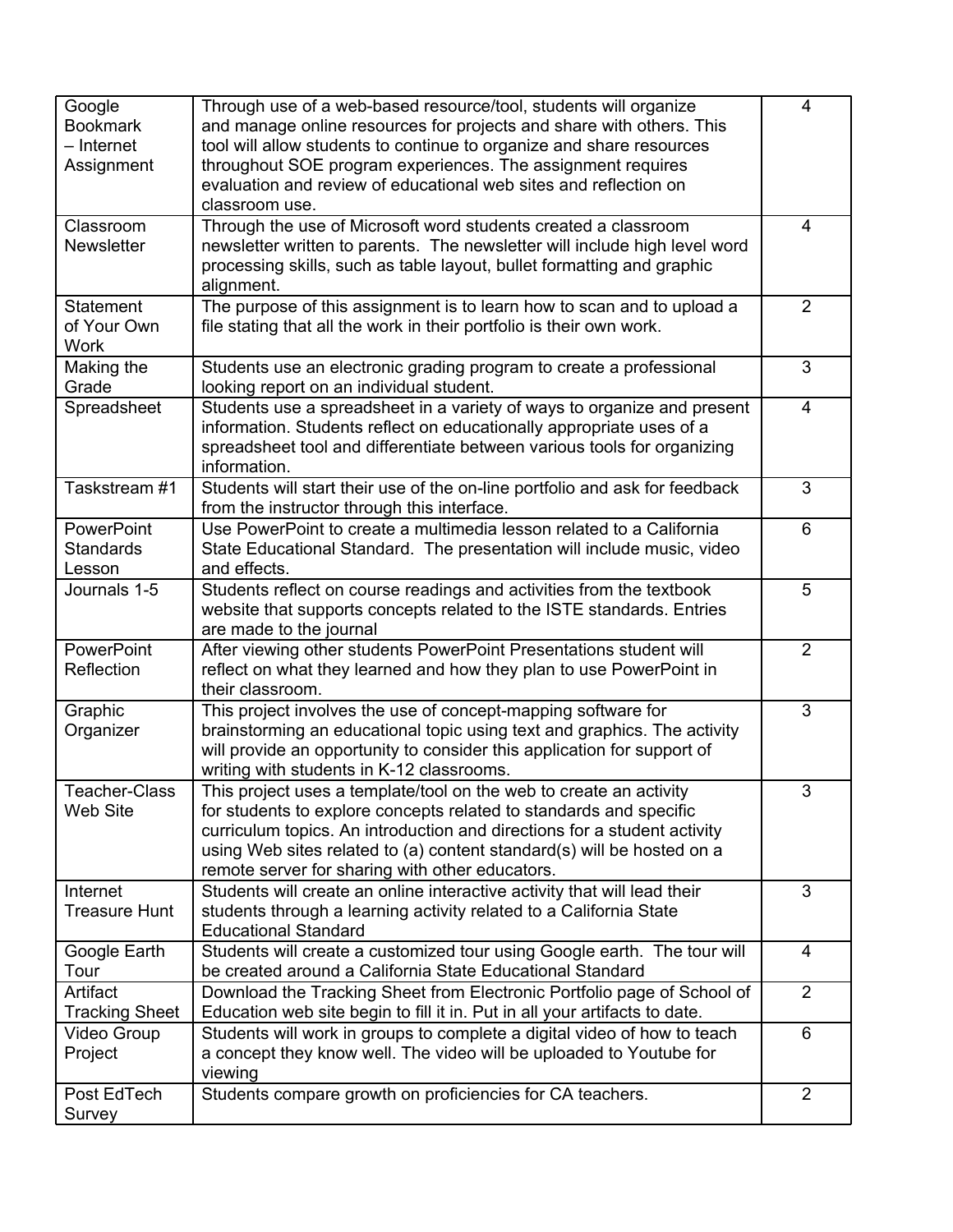| Google Bookmark – Internet Assignment | Through use of a web-based resource/tool, students will organize and manage online resources for projects and share with others. This tool will allow students to continue to organize and share resources throughout SOE program experiences. The assignment requires evaluation and review of educational web sites and reflection on classroom use. | 4 |
|---|---|---|
| Classroom Newsletter | Through the use of Microsoft word students created a classroom newsletter written to parents. The newsletter will include high level word processing skills, such as table layout, bullet formatting and graphic alignment. | 4 |
| Statement of Your Own Work | The purpose of this assignment is to learn how to scan and to upload a file stating that all the work in their portfolio is their own work. | 2 |
| Making the Grade | Students use an electronic grading program to create a professional looking report on an individual student. | 3 |
| Spreadsheet | Students use a spreadsheet in a variety of ways to organize and present information. Students reflect on educationally appropriate uses of a spreadsheet tool and differentiate between various tools for organizing information. | 4 |
| Taskstream #1 | Students will start their use of the on-line portfolio and ask for feedback from the instructor through this interface. | 3 |
| PowerPoint Standards Lesson | Use PowerPoint to create a multimedia lesson related to a California State Educational Standard. The presentation will include music, video and effects. | 6 |
| Journals 1-5 | Students reflect on course readings and activities from the textbook website that supports concepts related to the ISTE standards. Entries are made to the journal | 5 |
| PowerPoint Reflection | After viewing other students PowerPoint Presentations student will reflect on what they learned and how they plan to use PowerPoint in their classroom. | 2 |
| Graphic Organizer | This project involves the use of concept-mapping software for brainstorming an educational topic using text and graphics. The activity will provide an opportunity to consider this application for support of writing with students in K-12 classrooms. | 3 |
| Teacher-Class Web Site | This project uses a template/tool on the web to create an activity for students to explore concepts related to standards and specific curriculum topics. An introduction and directions for a student activity using Web sites related to (a) content standard(s) will be hosted on a remote server for sharing with other educators. | 3 |
| Internet Treasure Hunt | Students will create an online interactive activity that will lead their students through a learning activity related to a California State Educational Standard | 3 |
| Google Earth Tour | Students will create a customized tour using Google earth. The tour will be created around a California State Educational Standard | 4 |
| Artifact Tracking Sheet | Download the Tracking Sheet from Electronic Portfolio page of School of Education web site begin to fill it in. Put in all your artifacts to date. | 2 |
| Video Group Project | Students will work in groups to complete a digital video of how to teach a concept they know well. The video will be uploaded to Youtube for viewing | 6 |
| Post EdTech Survey | Students compare growth on proficiencies for CA teachers. | 2 |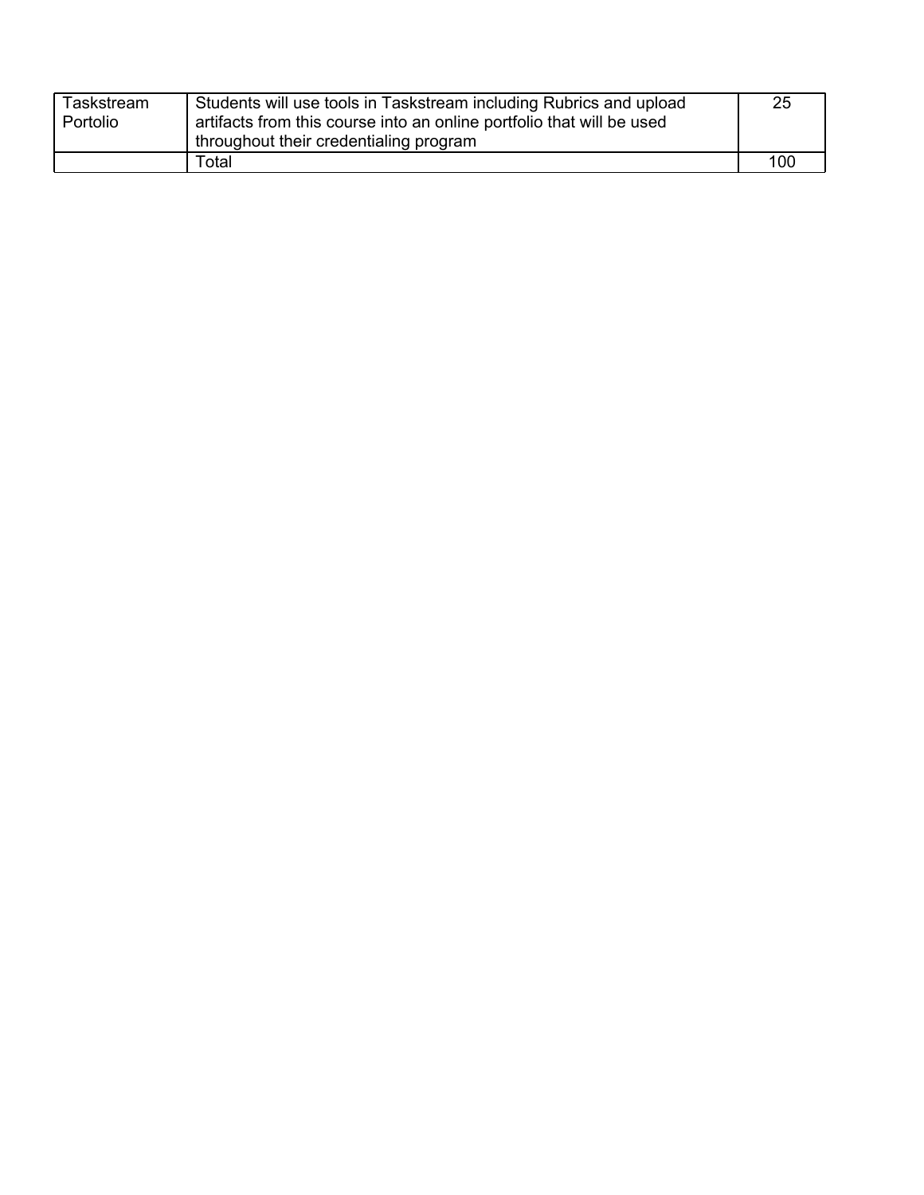| | | |
|---|---|---|
| Taskstream Portolio | Students will use tools in Taskstream including Rubrics and upload artifacts from this course into an online portfolio that will be used throughout their credentialing program | 25 |
| | Total | 100 |